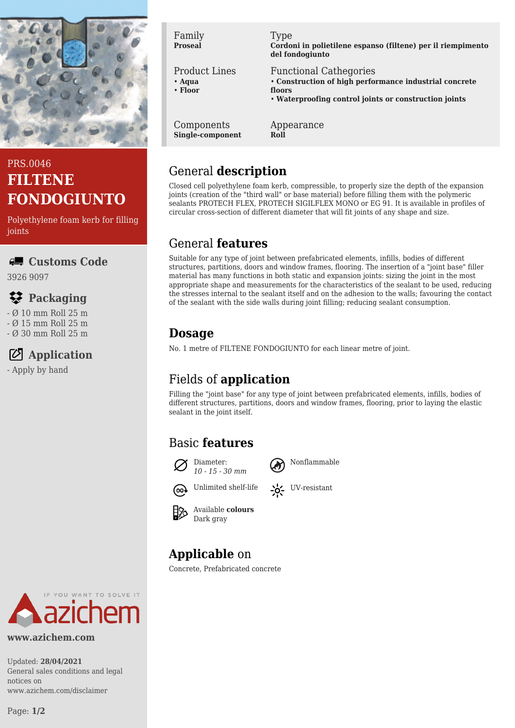PRS.0046

# FILTENE FONDOGIUNTO

Polyethylene foam kerb for filling joints

## Customs Code

3926 9097

## Packaging

- Ø 10 mm Roll 25 m
- Ø 15 mm Roll 25 m
- Ø 30 mm Roll 25 m

## Application

- Apply by hand

| Family | Type |
|---|---|
| **Proseal** | **Cordoni in polietilene espanso (filtene) per il riempimento del fondogiunto** |
| **Product Lines** | **Functional Cathegories** |
| • **Aqua**<br>• **Floor** | • **Construction of high performance industrial concrete floors**<br>• **Waterproofing control joints or construction joints** |
| **Components** | **Appearance** |
| **Single-component** | **Roll** |

## General **description**

Closed cell polyethylene foam kerb, compressible, to properly size the depth of the expansion joints (creation of the "third wall" or base material) before filling them with the polymeric sealants PROTECH FLEX, PROTECH SIGILFLEX MONO or EG 91. It is available in profiles of circular cross-section of different diameter that will fit joints of any shape and size.

## General **features**

Suitable for any type of joint between prefabricated elements, infills, bodies of different structures, partitions, doors and window frames, flooring. The insertion of a "joint base" filler material has many functions in both static and expansion joints: sizing the joint in the most appropriate shape and measurements for the characteristics of the sealant to be used, reducing the stresses internal to the sealant itself and on the adhesion to the walls; favouring the contact of the sealant with the side walls during joint filling; reducing sealant consumption.

## **Dosage**

No. 1 metre of FILTENE FONDOGIUNTO for each linear metre of joint.

## Fields of **application**

Filling the "joint base" for any type of joint between prefabricated elements, infills, bodies of different structures, partitions, doors and window frames, flooring, prior to laying the elastic sealant in the joint itself.

## Basic **features**

- Diameter: *10 - 15 - 30 mm*
- Nonflammable
- Unlimited shelf-life
- UV-resistant
- Available **colours** Dark gray

## **Applicable** on

Concrete, Prefabricated concrete

www.azichem.com

Updated: **28/04/2021**
General sales conditions and legal notices on www.azichem.com/disclaimer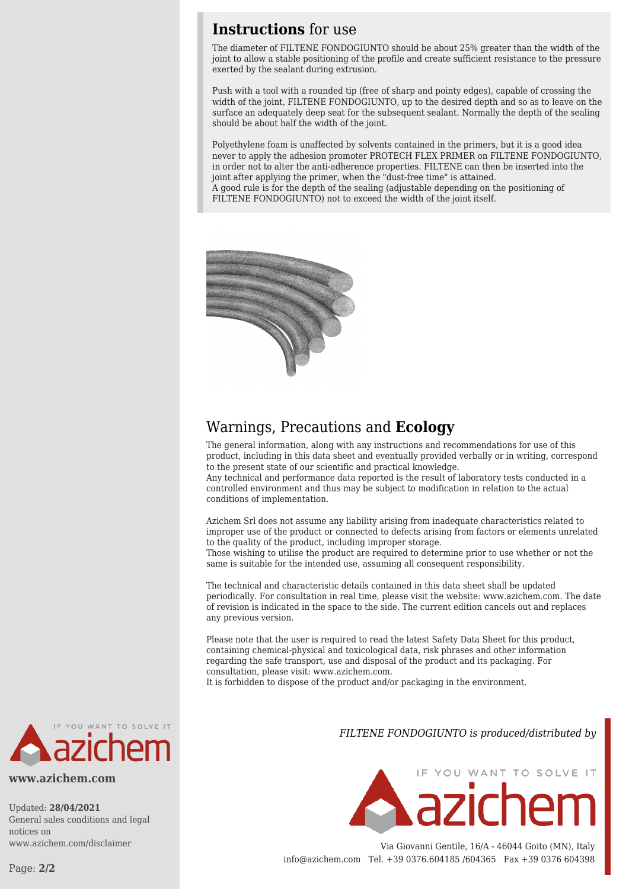## **Instructions** for use

The diameter of FILTENE FONDOGIUNTO should be about 25% greater than the width of the joint to allow a stable positioning of the profile and create sufficient resistance to the pressure exerted by the sealant during extrusion.

Push with a tool with a rounded tip (free of sharp and pointy edges), capable of crossing the width of the joint, FILTENE FONDOGIUNTO, up to the desired depth and so as to leave on the surface an adequately deep seat for the subsequent sealant. Normally the depth of the sealing should be about half the width of the joint.

Polyethylene foam is unaffected by solvents contained in the primers, but it is a good idea never to apply the adhesion promoter PROTECH FLEX PRIMER on FILTENE FONDOGIUNTO, in order not to alter the anti-adherence properties. FILTENE can then be inserted into the joint after applying the primer, when the "dust-free time" is attained.
A good rule is for the depth of the sealing (adjustable depending on the positioning of FILTENE FONDOGIUNTO) not to exceed the width of the joint itself.

## Warnings, Precautions and **Ecology**

The general information, along with any instructions and recommendations for use of this product, including in this data sheet and eventually provided verbally or in writing, correspond to the present state of our scientific and practical knowledge.
Any technical and performance data reported is the result of laboratory tests conducted in a controlled environment and thus may be subject to modification in relation to the actual conditions of implementation.

Azichem Srl does not assume any liability arising from inadequate characteristics related to improper use of the product or connected to defects arising from factors or elements unrelated to the quality of the product, including improper storage.
Those wishing to utilise the product are required to determine prior to use whether or not the same is suitable for the intended use, assuming all consequent responsibility.

The technical and characteristic details contained in this data sheet shall be updated periodically. For consultation in real time, please visit the website: www.azichem.com. The date of revision is indicated in the space to the side. The current edition cancels out and replaces any previous version.

Please note that the user is required to read the latest Safety Data Sheet for this product, containing chemical-physical and toxicological data, risk phrases and other information regarding the safe transport, use and disposal of the product and its packaging. For consultation, please visit: www.azichem.com.
It is forbidden to dispose of the product and/or packaging in the environment.

*FILTENE FONDOGIUNTO is produced/distributed by*

IF YOU WANT TO SOLVE IT
azichem

Via Giovanni Gentile, 16/A - 46044 Goito (MN), Italy
info@azichem.com Tel. +39 0376.604185 /604365 Fax +39 0376 604398

IF YOU WANT TO SOLVE IT
azichem

**www.azichem.com**

Updated: **28/04/2021**
General sales conditions and legal notices on www.azichem.com/disclaimer